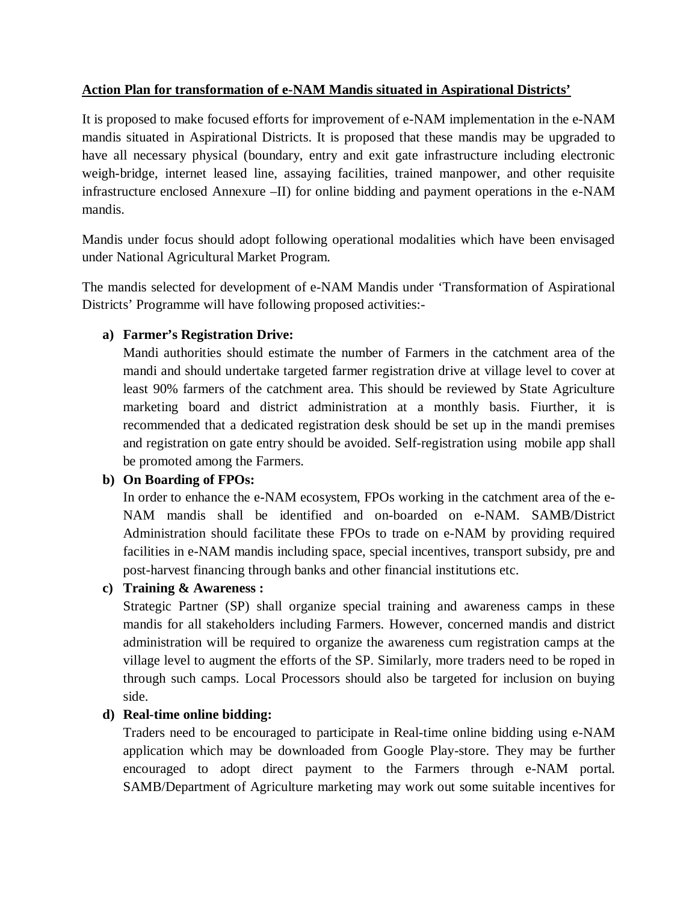**Action Plan for transformation of e-NAM Mandis situated in Aspirational Districts'**

It is proposed to make focused efforts for improvement of e-NAM implementation in the e-NAM mandis situated in Aspirational Districts. It is proposed that these mandis may be upgraded to have all necessary physical (boundary, entry and exit gate infrastructure including electronic weigh-bridge, internet leased line, assaying facilities, trained manpower, and other requisite infrastructure enclosed Annexure –II) for online bidding and payment operations in the e-NAM mandis.

Mandis under focus should adopt following operational modalities which have been envisaged under National Agricultural Market Program.

The mandis selected for development of e-NAM Mandis under 'Transformation of Aspirational Districts' Programme will have following proposed activities:-

a) **Farmer's Registration Drive:**
   Mandi authorities should estimate the number of Farmers in the catchment area of the mandi and should undertake targeted farmer registration drive at village level to cover at least 90% farmers of the catchment area. This should be reviewed by State Agriculture marketing board and district administration at a monthly basis. Fiurther, it is recommended that a dedicated registration desk should be set up in the mandi premises and registration on gate entry should be avoided. Self-registration using mobile app shall be promoted among the Farmers.

b) **On Boarding of FPOs:**
   In order to enhance the e-NAM ecosystem, FPOs working in the catchment area of the e-NAM mandis shall be identified and on-boarded on e-NAM. SAMB/District Administration should facilitate these FPOs to trade on e-NAM by providing required facilities in e-NAM mandis including space, special incentives, transport subsidy, pre and post-harvest financing through banks and other financial institutions etc.

c) **Training & Awareness :**
   Strategic Partner (SP) shall organize special training and awareness camps in these mandis for all stakeholders including Farmers. However, concerned mandis and district administration will be required to organize the awareness cum registration camps at the village level to augment the efforts of the SP. Similarly, more traders need to be roped in through such camps. Local Processors should also be targeted for inclusion on buying side.

d) **Real-time online bidding:**
   Traders need to be encouraged to participate in Real-time online bidding using e-NAM application which may be downloaded from Google Play-store. They may be further encouraged to adopt direct payment to the Farmers through e-NAM portal. SAMB/Department of Agriculture marketing may work out some suitable incentives for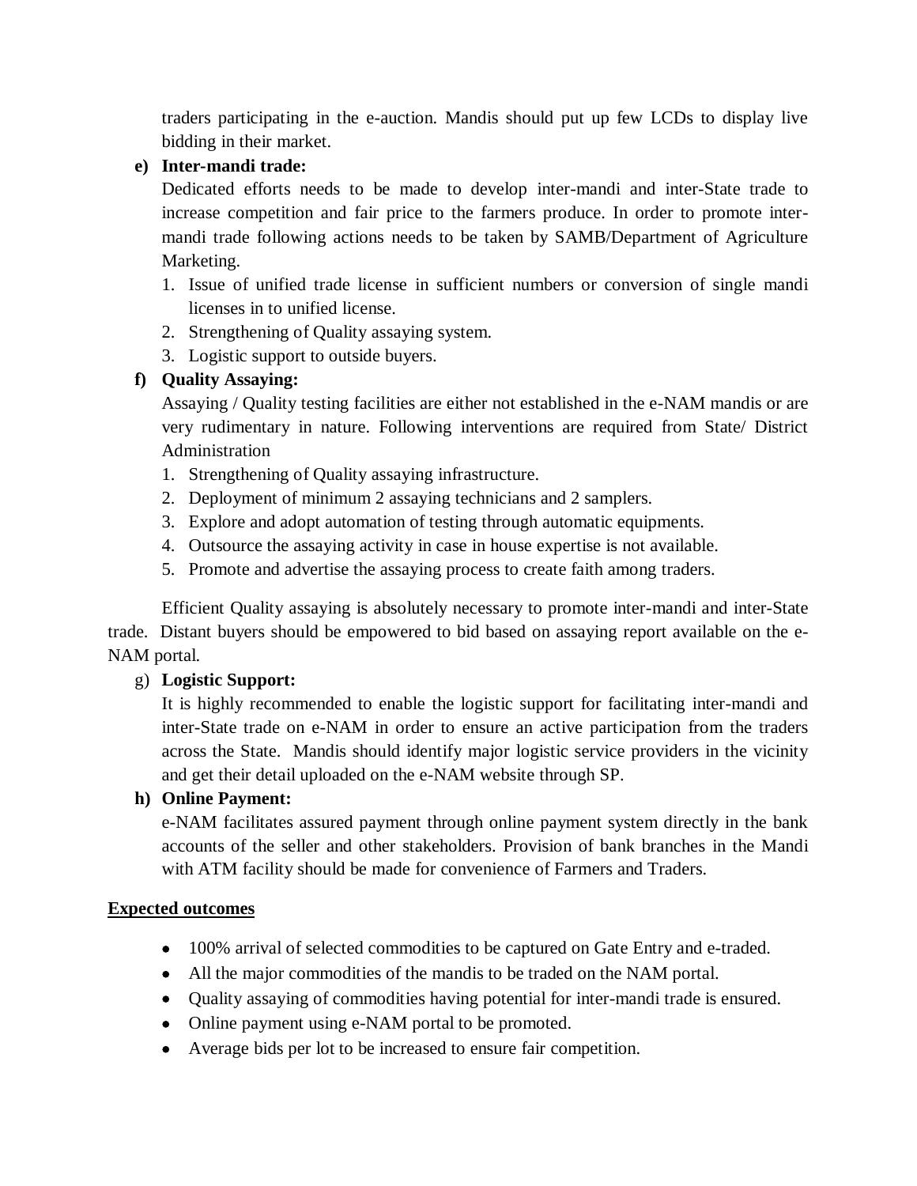traders participating in the e-auction. Mandis should put up few LCDs to display live bidding in their market.

**e) Inter-mandi trade:**

Dedicated efforts needs to be made to develop inter-mandi and inter-State trade to increase competition and fair price to the farmers produce. In order to promote inter-mandi trade following actions needs to be taken by SAMB/Department of Agriculture Marketing.

1. Issue of unified trade license in sufficient numbers or conversion of single mandi licenses in to unified license.
2. Strengthening of Quality assaying system.
3. Logistic support to outside buyers.

**f) Quality Assaying:**

Assaying / Quality testing facilities are either not established in the e-NAM mandis or are very rudimentary in nature. Following interventions are required from State/ District Administration

1. Strengthening of Quality assaying infrastructure.
2. Deployment of minimum 2 assaying technicians and 2 samplers.
3. Explore and adopt automation of testing through automatic equipments.
4. Outsource the assaying activity in case in house expertise is not available.
5. Promote and advertise the assaying process to create faith among traders.

Efficient Quality assaying is absolutely necessary to promote inter-mandi and inter-State trade. Distant buyers should be empowered to bid based on assaying report available on the e-NAM portal.

g) **Logistic Support:**

It is highly recommended to enable the logistic support for facilitating inter-mandi and inter-State trade on e-NAM in order to ensure an active participation from the traders across the State. Mandis should identify major logistic service providers in the vicinity and get their detail uploaded on the e-NAM website through SP.

**h) Online Payment:**

e-NAM facilitates assured payment through online payment system directly in the bank accounts of the seller and other stakeholders. Provision of bank branches in the Mandi with ATM facility should be made for convenience of Farmers and Traders.

**<u>Expected outcomes</u>**

- 100% arrival of selected commodities to be captured on Gate Entry and e-traded.
- All the major commodities of the mandis to be traded on the NAM portal.
- Quality assaying of commodities having potential for inter-mandi trade is ensured.
- Online payment using e-NAM portal to be promoted.
- Average bids per lot to be increased to ensure fair competition.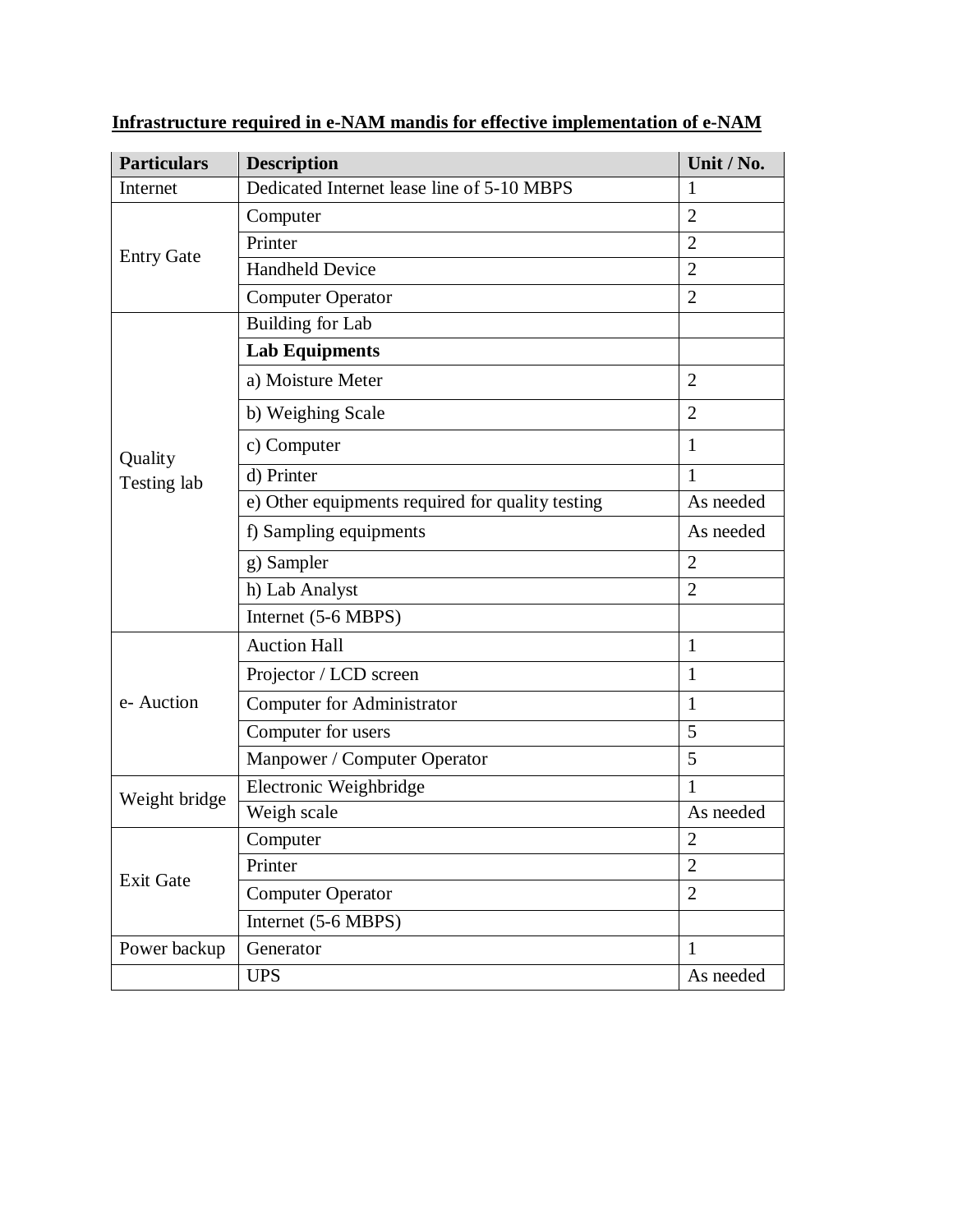**Infrastructure required in e-NAM mandis for effective implementation of e-NAM**

| Particulars | Description | Unit / No. |
|---|---|---|
| Internet | Dedicated Internet lease line of 5-10 MBPS | 1 |
| Entry Gate | Computer | 2 |
| | Printer | 2 |
| | Handheld Device | 2 |
| | Computer Operator | 2 |
| Quality Testing lab | Building for Lab | |
| | **Lab Equipments** | |
| | a) Moisture Meter | 2 |
| | b) Weighing Scale | 2 |
| | c) Computer | 1 |
| | d) Printer | 1 |
| | e) Other equipments required for quality testing | As needed |
| | f) Sampling equipments | As needed |
| | g) Sampler | 2 |
| | h) Lab Analyst | 2 |
| | Internet (5-6 MBPS) | |
| e- Auction | Auction Hall | 1 |
| | Projector / LCD screen | 1 |
| | Computer for Administrator | 1 |
| | Computer for users | 5 |
| | Manpower / Computer Operator | 5 |
| Weight bridge | Electronic Weighbridge | 1 |
| | Weigh scale | As needed |
| Exit Gate | Computer | 2 |
| | Printer | 2 |
| | Computer Operator | 2 |
| | Internet (5-6 MBPS) | |
| Power backup | Generator | 1 |
| | UPS | As needed |